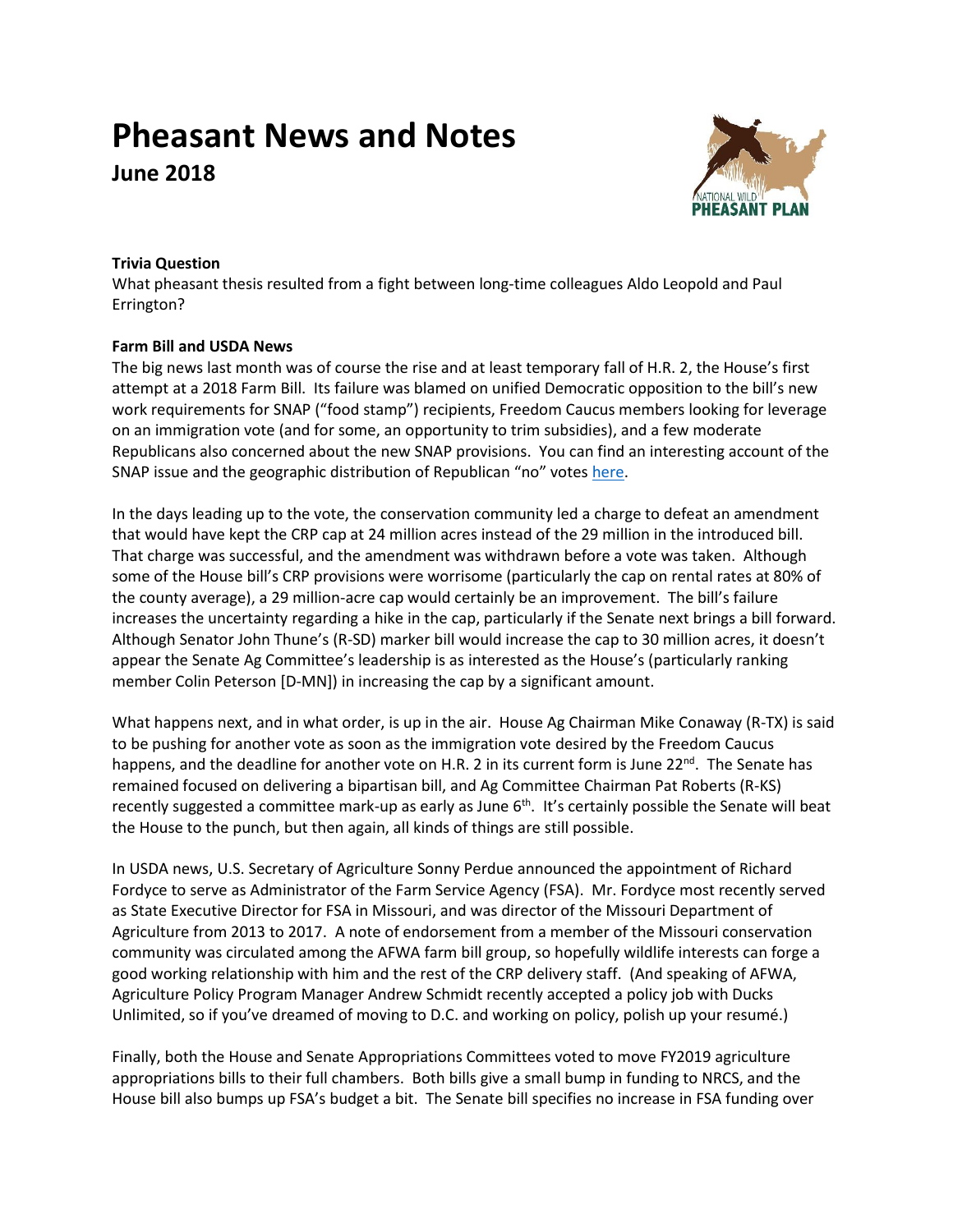# Pheasant News and Notes

## June 2018

**Trivia Question**

What pheasant thesis resulted from a fight between long-time colleagues Aldo Leopold and Paul Errington?

**Farm Bill and USDA News**

The big news last month was of course the rise and at least temporary fall of H.R. 2, the House's first attempt at a 2018 Farm Bill. Its failure was blamed on unified Democratic opposition to the bill's new work requirements for SNAP ("food stamp") recipients, Freedom Caucus members looking for leverage on an immigration vote (and for some, an opportunity to trim subsidies), and a few moderate Republicans also concerned about the new SNAP provisions. You can find an interesting account of the SNAP issue and the geographic distribution of Republican "no" votes here.

In the days leading up to the vote, the conservation community led a charge to defeat an amendment that would have kept the CRP cap at 24 million acres instead of the 29 million in the introduced bill. That charge was successful, and the amendment was withdrawn before a vote was taken. Although some of the House bill's CRP provisions were worrisome (particularly the cap on rental rates at 80% of the county average), a 29 million-acre cap would certainly be an improvement. The bill's failure increases the uncertainty regarding a hike in the cap, particularly if the Senate next brings a bill forward. Although Senator John Thune's (R-SD) marker bill would increase the cap to 30 million acres, it doesn't appear the Senate Ag Committee's leadership is as interested as the House's (particularly ranking member Colin Peterson [D-MN]) in increasing the cap by a significant amount.

What happens next, and in what order, is up in the air. House Ag Chairman Mike Conaway (R-TX) is said to be pushing for another vote as soon as the immigration vote desired by the Freedom Caucus happens, and the deadline for another vote on H.R. 2 in its current form is June 22nd. The Senate has remained focused on delivering a bipartisan bill, and Ag Committee Chairman Pat Roberts (R-KS) recently suggested a committee mark-up as early as June 6th. It's certainly possible the Senate will beat the House to the punch, but then again, all kinds of things are still possible.

In USDA news, U.S. Secretary of Agriculture Sonny Perdue announced the appointment of Richard Fordyce to serve as Administrator of the Farm Service Agency (FSA). Mr. Fordyce most recently served as State Executive Director for FSA in Missouri, and was director of the Missouri Department of Agriculture from 2013 to 2017. A note of endorsement from a member of the Missouri conservation community was circulated among the AFWA farm bill group, so hopefully wildlife interests can forge a good working relationship with him and the rest of the CRP delivery staff. (And speaking of AFWA, Agriculture Policy Program Manager Andrew Schmidt recently accepted a policy job with Ducks Unlimited, so if you've dreamed of moving to D.C. and working on policy, polish up your resumé.)

Finally, both the House and Senate Appropriations Committees voted to move FY2019 agriculture appropriations bills to their full chambers. Both bills give a small bump in funding to NRCS, and the House bill also bumps up FSA's budget a bit. The Senate bill specifies no increase in FSA funding over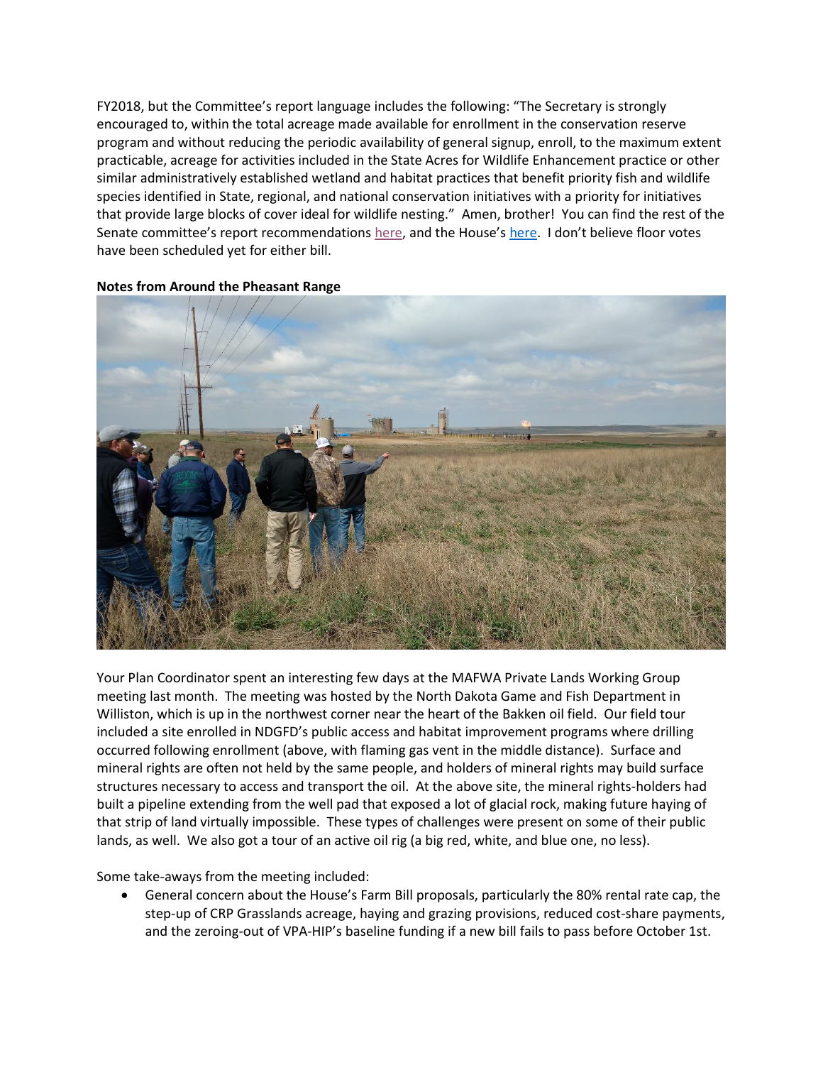FY2018, but the Committee's report language includes the following: "The Secretary is strongly encouraged to, within the total acreage made available for enrollment in the conservation reserve program and without reducing the periodic availability of general signup, enroll, to the maximum extent practicable, acreage for activities included in the State Acres for Wildlife Enhancement practice or other similar administratively established wetland and habitat practices that benefit priority fish and wildlife species identified in State, regional, and national conservation initiatives with a priority for initiatives that provide large blocks of cover ideal for wildlife nesting." Amen, brother! You can find the rest of the Senate committee's report recommendations here, and the House's here. I don't believe floor votes have been scheduled yet for either bill.

**Notes from Around the Pheasant Range**

Your Plan Coordinator spent an interesting few days at the MAFWA Private Lands Working Group meeting last month. The meeting was hosted by the North Dakota Game and Fish Department in Williston, which is up in the northwest corner near the heart of the Bakken oil field. Our field tour included a site enrolled in NDGFD's public access and habitat improvement programs where drilling occurred following enrollment (above, with flaming gas vent in the middle distance). Surface and mineral rights are often not held by the same people, and holders of mineral rights may build surface structures necessary to access and transport the oil. At the above site, the mineral rights-holders had built a pipeline extending from the well pad that exposed a lot of glacial rock, making future haying of that strip of land virtually impossible. These types of challenges were present on some of their public lands, as well. We also got a tour of an active oil rig (a big red, white, and blue one, no less).

Some take-aways from the meeting included:

- General concern about the House's Farm Bill proposals, particularly the 80% rental rate cap, the step-up of CRP Grasslands acreage, haying and grazing provisions, reduced cost-share payments, and the zeroing-out of VPA-HIP's baseline funding if a new bill fails to pass before October 1st.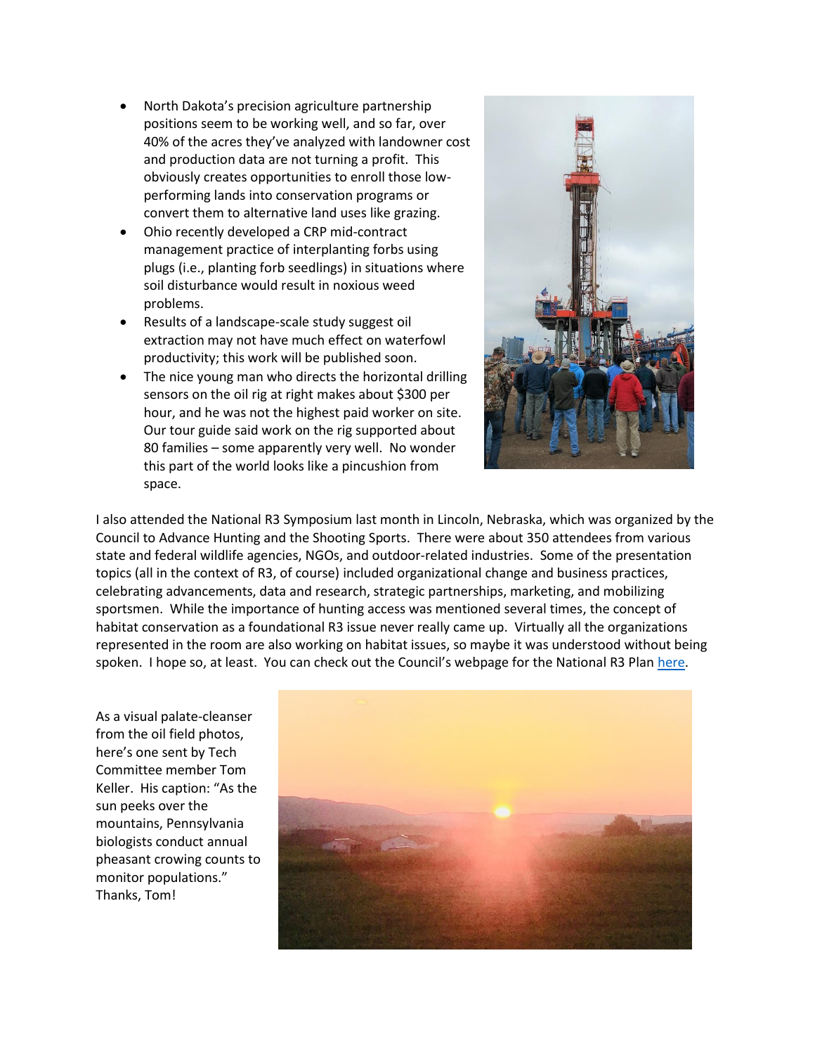- North Dakota's precision agriculture partnership positions seem to be working well, and so far, over 40% of the acres they've analyzed with landowner cost and production data are not turning a profit. This obviously creates opportunities to enroll those low-performing lands into conservation programs or convert them to alternative land uses like grazing.
- Ohio recently developed a CRP mid-contract management practice of interplanting forbs using plugs (i.e., planting forb seedlings) in situations where soil disturbance would result in noxious weed problems.
- Results of a landscape-scale study suggest oil extraction may not have much effect on waterfowl productivity; this work will be published soon.
- The nice young man who directs the horizontal drilling sensors on the oil rig at right makes about $300 per hour, and he was not the highest paid worker on site. Our tour guide said work on the rig supported about 80 families – some apparently very well. No wonder this part of the world looks like a pincushion from space.

I also attended the National R3 Symposium last month in Lincoln, Nebraska, which was organized by the Council to Advance Hunting and the Shooting Sports. There were about 350 attendees from various state and federal wildlife agencies, NGOs, and outdoor-related industries. Some of the presentation topics (all in the context of R3, of course) included organizational change and business practices, celebrating advancements, data and research, strategic partnerships, marketing, and mobilizing sportsmen. While the importance of hunting access was mentioned several times, the concept of habitat conservation as a foundational R3 issue never really came up. Virtually all the organizations represented in the room are also working on habitat issues, so maybe it was understood without being spoken. I hope so, at least. You can check out the Council's webpage for the National R3 Plan here.

As a visual palate-cleanser from the oil field photos, here's one sent by Tech Committee member Tom Keller. His caption: "As the sun peeks over the mountains, Pennsylvania biologists conduct annual pheasant crowing counts to monitor populations." Thanks, Tom!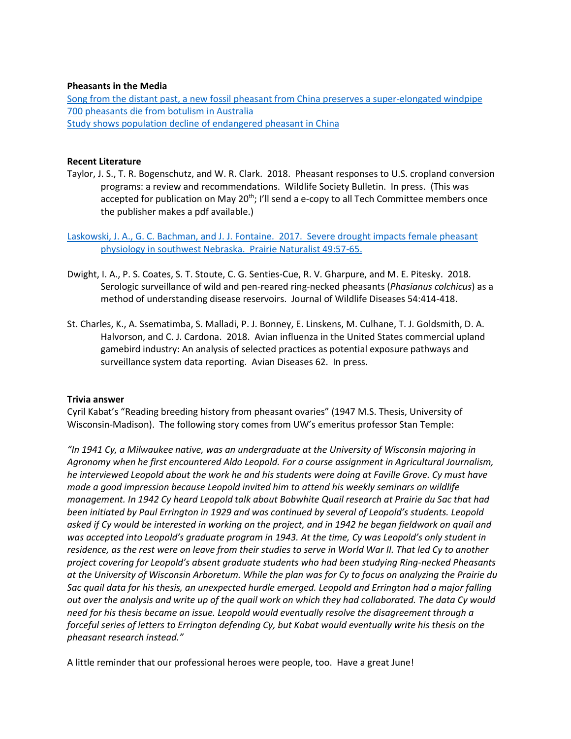**Pheasants in the Media**

Song from the distant past, a new fossil pheasant from China preserves a super-elongated windpipe
700 pheasants die from botulism in Australia
Study shows population decline of endangered pheasant in China

**Recent Literature**

Taylor, J. S., T. R. Bogenschutz, and W. R. Clark. 2018. Pheasant responses to U.S. cropland conversion programs: a review and recommendations. Wildlife Society Bulletin. In press. (This was accepted for publication on May 20th; I'll send a e-copy to all Tech Committee members once the publisher makes a pdf available.)

Laskowski, J. A., G. C. Bachman, and J. J. Fontaine. 2017. Severe drought impacts female pheasant physiology in southwest Nebraska. Prairie Naturalist 49:57-65.

Dwight, I. A., P. S. Coates, S. T. Stoute, C. G. Senties-Cue, R. V. Gharpure, and M. E. Pitesky. 2018. Serologic surveillance of wild and pen-reared ring-necked pheasants (*Phasianus colchicus*) as a method of understanding disease reservoirs. Journal of Wildlife Diseases 54:414-418.

St. Charles, K., A. Ssematimba, S. Malladi, P. J. Bonney, E. Linskens, M. Culhane, T. J. Goldsmith, D. A. Halvorson, and C. J. Cardona. 2018. Avian influenza in the United States commercial upland gamebird industry: An analysis of selected practices as potential exposure pathways and surveillance system data reporting. Avian Diseases 62. In press.

**Trivia answer**

Cyril Kabat's "Reading breeding history from pheasant ovaries" (1947 M.S. Thesis, University of Wisconsin-Madison). The following story comes from UW's emeritus professor Stan Temple:

*"In 1941 Cy, a Milwaukee native, was an undergraduate at the University of Wisconsin majoring in Agronomy when he first encountered Aldo Leopold. For a course assignment in Agricultural Journalism, he interviewed Leopold about the work he and his students were doing at Faville Grove. Cy must have made a good impression because Leopold invited him to attend his weekly seminars on wildlife management. In 1942 Cy heard Leopold talk about Bobwhite Quail research at Prairie du Sac that had been initiated by Paul Errington in 1929 and was continued by several of Leopold's students. Leopold asked if Cy would be interested in working on the project, and in 1942 he began fieldwork on quail and was accepted into Leopold's graduate program in 1943. At the time, Cy was Leopold's only student in residence, as the rest were on leave from their studies to serve in World War II. That led Cy to another project covering for Leopold's absent graduate students who had been studying Ring-necked Pheasants at the University of Wisconsin Arboretum. While the plan was for Cy to focus on analyzing the Prairie du Sac quail data for his thesis, an unexpected hurdle emerged. Leopold and Errington had a major falling out over the analysis and write up of the quail work on which they had collaborated. The data Cy would need for his thesis became an issue. Leopold would eventually resolve the disagreement through a forceful series of letters to Errington defending Cy, but Kabat would eventually write his thesis on the pheasant research instead."*

A little reminder that our professional heroes were people, too. Have a great June!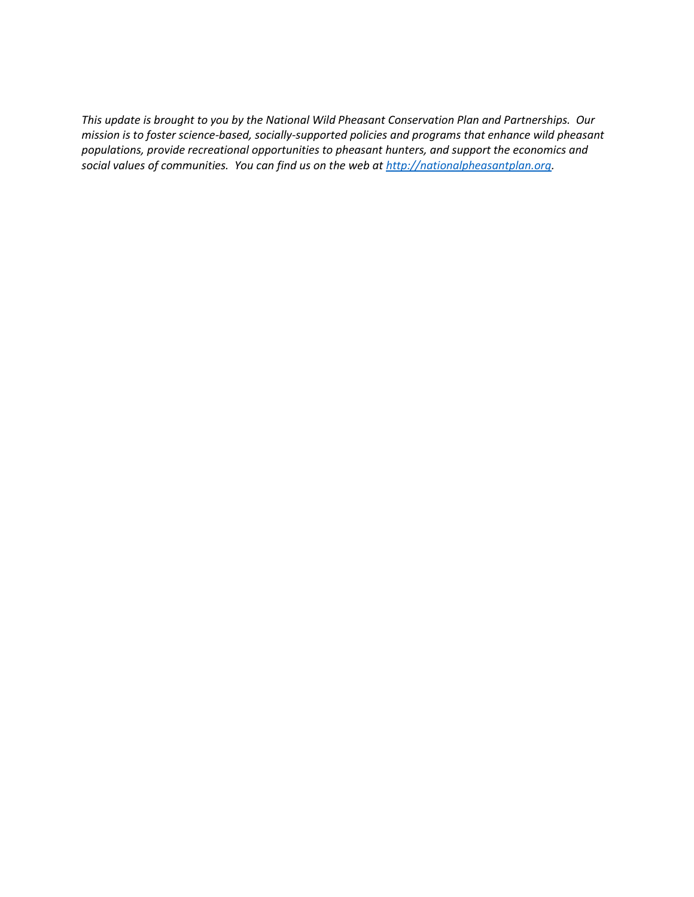*This update is brought to you by the National Wild Pheasant Conservation Plan and Partnerships. Our mission is to foster science-based, socially-supported policies and programs that enhance wild pheasant populations, provide recreational opportunities to pheasant hunters, and support the economics and social values of communities. You can find us on the web at [http://nationalpheasantplan.org](http://nationalpheasantplan.org).*